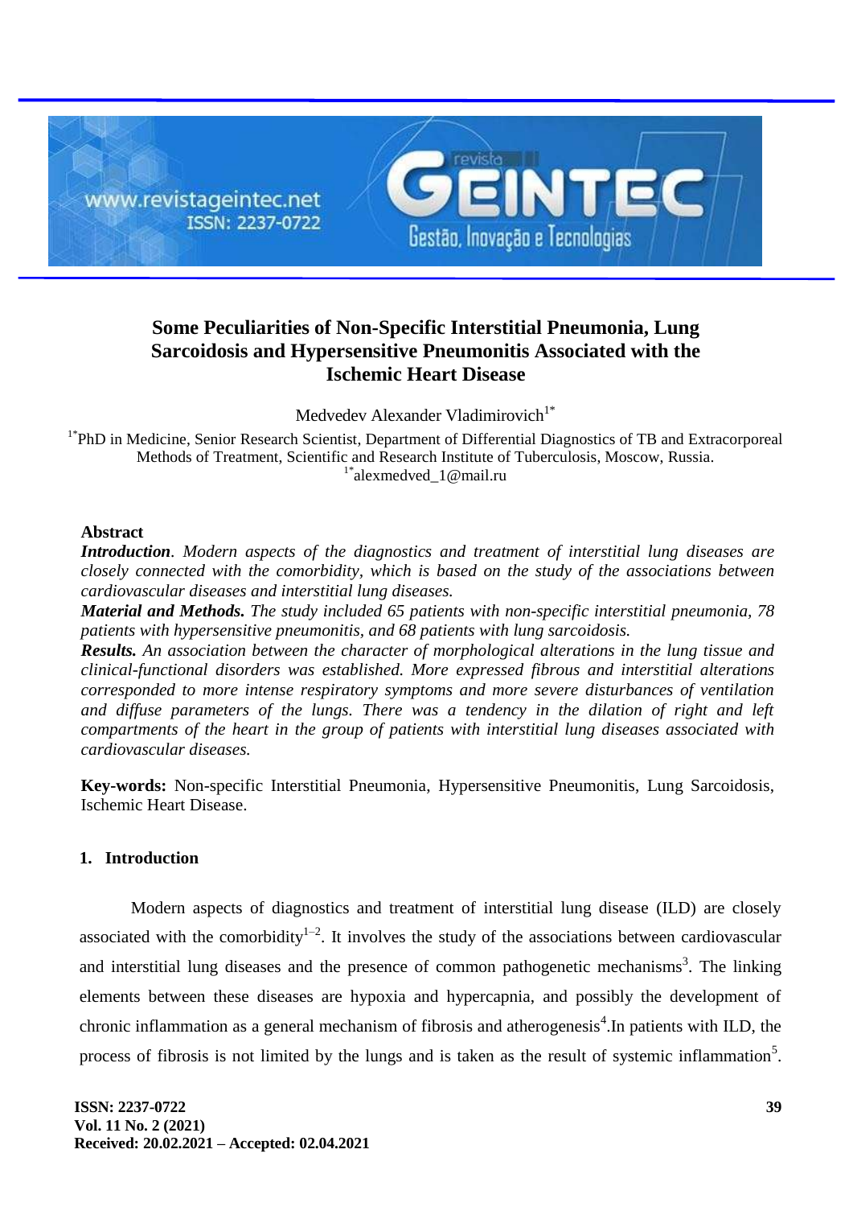# Some Peculiarities of Non-Specific Interstitial Pneumonia, Lung Sarcoidosis and Hypersensitive Pneumonitis Associated with the Ischemic Heart Disease

Medvedev Alexander Vladimirovich[1*]

[1*]PhD in Medicine, Senior Research Scientist, Department of Differential Diagnostics of TB and Extracorporeal Methods of Treatment, Scientific and Research Institute of Tuberculosis, Moscow, Russia.
[1*]alexmedved_1@mail.ru

## Abstract

***Introduction****. Modern aspects of the diagnostics and treatment of interstitial lung diseases are closely connected with the comorbidity, which is based on the study of the associations between cardiovascular diseases and interstitial lung diseases.*

***Material and Methods.*** *The study included 65 patients with non-specific interstitial pneumonia, 78 patients with hypersensitive pneumonitis, and 68 patients with lung sarcoidosis.*

***Results.*** *An association between the character of morphological alterations in the lung tissue and clinical-functional disorders was established. More expressed fibrous and interstitial alterations corresponded to more intense respiratory symptoms and more severe disturbances of ventilation and diffuse parameters of the lungs. There was a tendency in the dilation of right and left compartments of the heart in the group of patients with interstitial lung diseases associated with cardiovascular diseases.*

**Key-words:** Non-specific Interstitial Pneumonia, Hypersensitive Pneumonitis, Lung Sarcoidosis, Ischemic Heart Disease.

## 1. Introduction

Modern aspects of diagnostics and treatment of interstitial lung disease (ILD) are closely associated with the comorbidity[1–2]. It involves the study of the associations between cardiovascular and interstitial lung diseases and the presence of common pathogenetic mechanisms[3]. The linking elements between these diseases are hypoxia and hypercapnia, and possibly the development of chronic inflammation as a general mechanism of fibrosis and atherogenesis[4].In patients with ILD, the process of fibrosis is not limited by the lungs and is taken as the result of systemic inflammation[5].

Received: 20.02.2021 – Accepted: 02.04.2021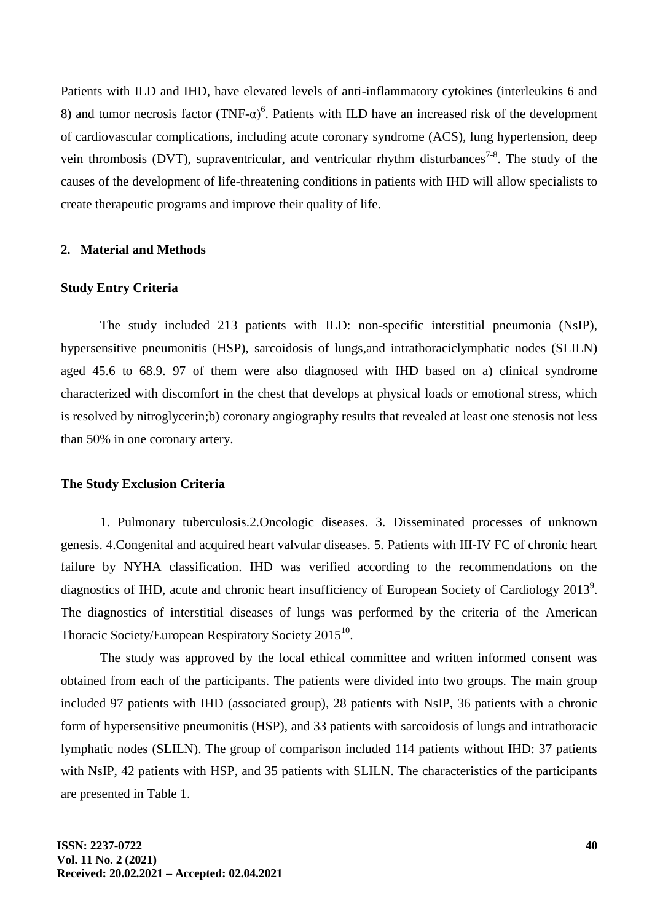Patients with ILD and IHD, have elevated levels of anti-inflammatory cytokines (interleukins 6 and 8) and tumor necrosis factor (TNF-α)[6]. Patients with ILD have an increased risk of the development of cardiovascular complications, including acute coronary syndrome (ACS), lung hypertension, deep vein thrombosis (DVT), supraventricular, and ventricular rhythm disturbances[7-8]. The study of the causes of the development of life-threatening conditions in patients with IHD will allow specialists to create therapeutic programs and improve their quality of life.

## 2. Material and Methods

### Study Entry Criteria

The study included 213 patients with ILD: non-specific interstitial pneumonia (NsIP), hypersensitive pneumonitis (HSP), sarcoidosis of lungs,and intrathoraciclymphatic nodes (SLILN) aged 45.6 to 68.9. 97 of them were also diagnosed with IHD based on a) clinical syndrome characterized with discomfort in the chest that develops at physical loads or emotional stress, which is resolved by nitroglycerin;b) coronary angiography results that revealed at least one stenosis not less than 50% in one coronary artery.

### The Study Exclusion Criteria

1. Pulmonary tuberculosis.2.Oncologic diseases. 3. Disseminated processes of unknown genesis. 4.Congenital and acquired heart valvular diseases. 5. Patients with III-IV FC of chronic heart failure by NYHA classification. IHD was verified according to the recommendations on the diagnostics of IHD, acute and chronic heart insufficiency of European Society of Cardiology 2013[9]. The diagnostics of interstitial diseases of lungs was performed by the criteria of the American Thoracic Society/European Respiratory Society 2015[10].

The study was approved by the local ethical committee and written informed consent was obtained from each of the participants. The patients were divided into two groups. The main group included 97 patients with IHD (associated group), 28 patients with NsIP, 36 patients with a chronic form of hypersensitive pneumonitis (HSP), and 33 patients with sarcoidosis of lungs and intrathoracic lymphatic nodes (SLILN). The group of comparison included 114 patients without IHD: 37 patients with NsIP, 42 patients with HSP, and 35 patients with SLILN. The characteristics of the participants are presented in Table 1.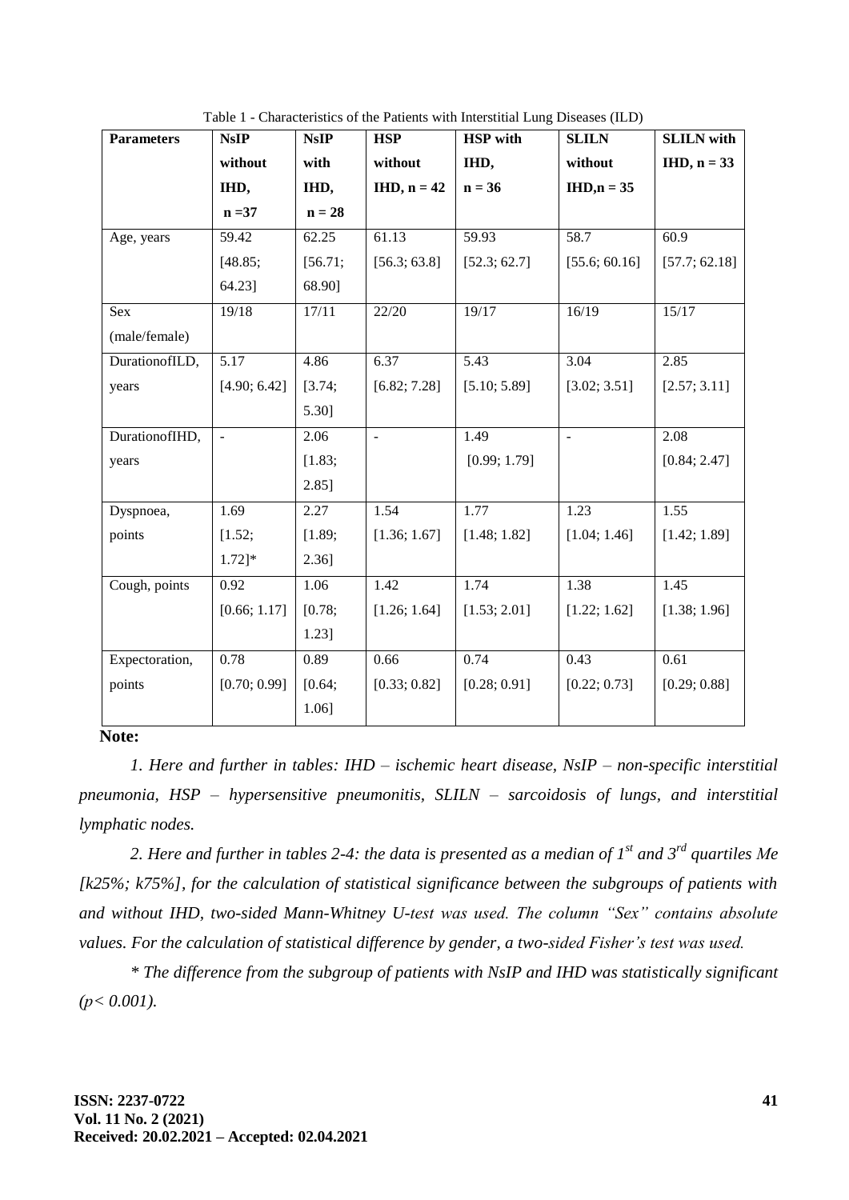Table 1 - Characteristics of the Patients with Interstitial Lung Diseases (ILD)

| **Parameters** | **NsIP without IHD, n =37** | **NsIP with IHD, n = 28** | **HSP without IHD, n = 42** | **HSP with IHD, n = 36** | **SLILN without IHD,n = 35** | **SLILN with IHD, n = 33** |
|---|---|---|---|---|---|---|
| Age, years | 59.42 [48.85; 64.23] | 62.25 [56.71; 68.90] | 61.13 [56.3; 63.8] | 59.93 [52.3; 62.7] | 58.7 [55.6; 60.16] | 60.9 [57.7; 62.18] |
| Sex (male/female) | 19/18 | 17/11 | 22/20 | 19/17 | 16/19 | 15/17 |
| DurationofILD, years | 5.17 [4.90; 6.42] | 4.86 [3.74; 5.30] | 6.37 [6.82; 7.28] | 5.43 [5.10; 5.89] | 3.04 [3.02; 3.51] | 2.85 [2.57; 3.11] |
| DurationofIHD, years | - | 2.06 [1.83; 2.85] | - | 1.49 [0.99; 1.79] | - | 2.08 [0.84; 2.47] |
| Dyspnoea, points | 1.69 [1.52; 1.72]* | 2.27 [1.89; 2.36] | 1.54 [1.36; 1.67] | 1.77 [1.48; 1.82] | 1.23 [1.04; 1.46] | 1.55 [1.42; 1.89] |
| Cough, points | 0.92 [0.66; 1.17] | 1.06 [0.78; 1.23] | 1.42 [1.26; 1.64] | 1.74 [1.53; 2.01] | 1.38 [1.22; 1.62] | 1.45 [1.38; 1.96] |
| Expectoration, points | 0.78 [0.70; 0.99] | 0.89 [0.64; 1.06] | 0.66 [0.33; 0.82] | 0.74 [0.28; 0.91] | 0.43 [0.22; 0.73] | 0.61 [0.29; 0.88] |

**Note:**

*1. Here and further in tables: IHD – ischemic heart disease, NsIP – non-specific interstitial pneumonia, HSP – hypersensitive pneumonitis, SLILN – sarcoidosis of lungs, and interstitial lymphatic nodes.*

*2. Here and further in tables 2-4: the data is presented as a median of 1st and 3rd quartiles Me [k25%; k75%], for the calculation of statistical significance between the subgroups of patients with and without IHD, two-sided Mann-Whitney U-test was used. The column "Sex" contains absolute values. For the calculation of statistical difference by gender, a two-sided Fisher's test was used.*

*\* The difference from the subgroup of patients with NsIP and IHD was statistically significant ($p< 0.001$).*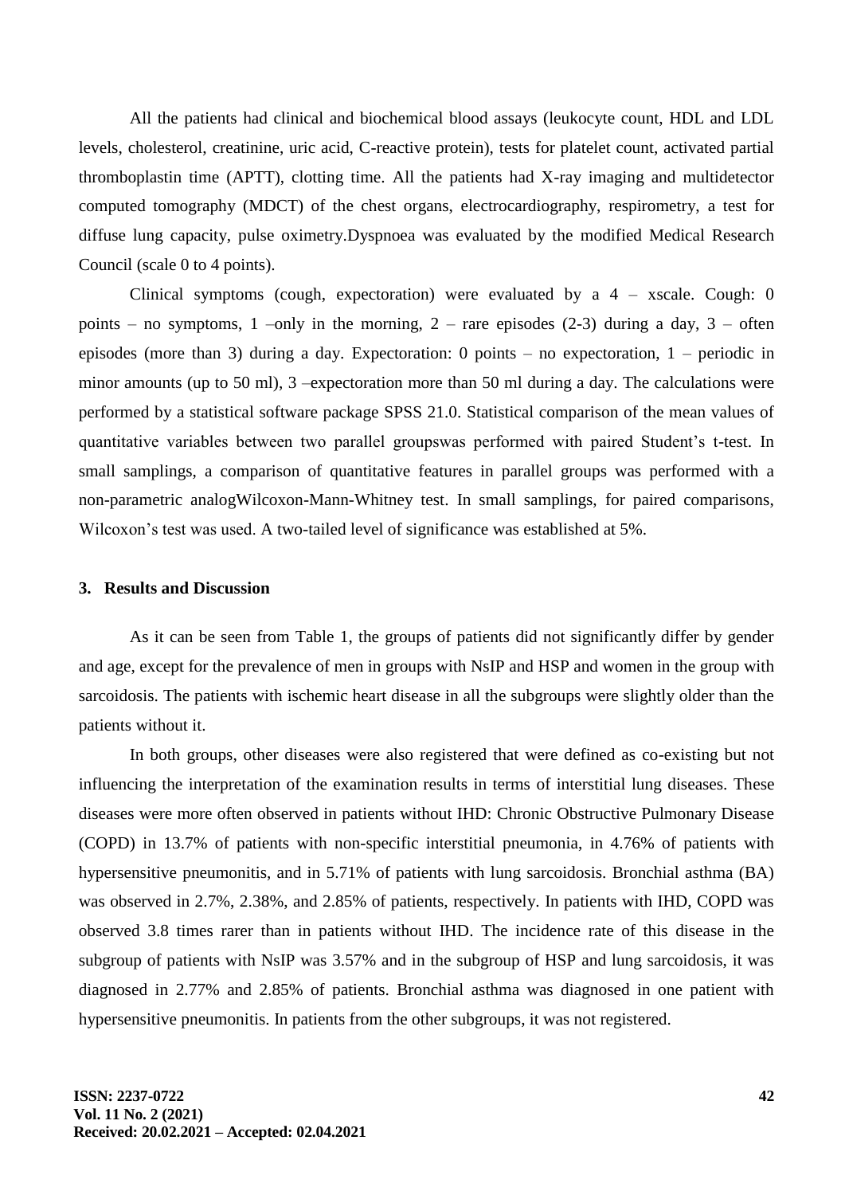All the patients had clinical and biochemical blood assays (leukocyte count, HDL and LDL levels, cholesterol, creatinine, uric acid, C-reactive protein), tests for platelet count, activated partial thromboplastin time (APTT), clotting time. All the patients had X-ray imaging and multidetector computed tomography (MDCT) of the chest organs, electrocardiography, respirometry, a test for diffuse lung capacity, pulse oximetry.Dyspnoea was evaluated by the modified Medical Research Council (scale 0 to 4 points).

Clinical symptoms (cough, expectoration) were evaluated by a 4 – xscale. Cough: 0 points – no symptoms, 1 –only in the morning, 2 – rare episodes (2-3) during a day, 3 – often episodes (more than 3) during a day. Expectoration: 0 points – no expectoration, 1 – periodic in minor amounts (up to 50 ml), 3 –expectoration more than 50 ml during a day. The calculations were performed by a statistical software package SPSS 21.0. Statistical comparison of the mean values of quantitative variables between two parallel groupswas performed with paired Student's t-test. In small samplings, a comparison of quantitative features in parallel groups was performed with a non-parametric analogWilcoxon-Mann-Whitney test. In small samplings, for paired comparisons, Wilcoxon's test was used. A two-tailed level of significance was established at 5%.

## 3. Results and Discussion

As it can be seen from Table 1, the groups of patients did not significantly differ by gender and age, except for the prevalence of men in groups with NsIP and HSP and women in the group with sarcoidosis. The patients with ischemic heart disease in all the subgroups were slightly older than the patients without it.

In both groups, other diseases were also registered that were defined as co-existing but not influencing the interpretation of the examination results in terms of interstitial lung diseases. These diseases were more often observed in patients without IHD: Chronic Obstructive Pulmonary Disease (COPD) in 13.7% of patients with non-specific interstitial pneumonia, in 4.76% of patients with hypersensitive pneumonitis, and in 5.71% of patients with lung sarcoidosis. Bronchial asthma (BA) was observed in 2.7%, 2.38%, and 2.85% of patients, respectively. In patients with IHD, COPD was observed 3.8 times rarer than in patients without IHD. The incidence rate of this disease in the subgroup of patients with NsIP was 3.57% and in the subgroup of HSP and lung sarcoidosis, it was diagnosed in 2.77% and 2.85% of patients. Bronchial asthma was diagnosed in one patient with hypersensitive pneumonitis. In patients from the other subgroups, it was not registered.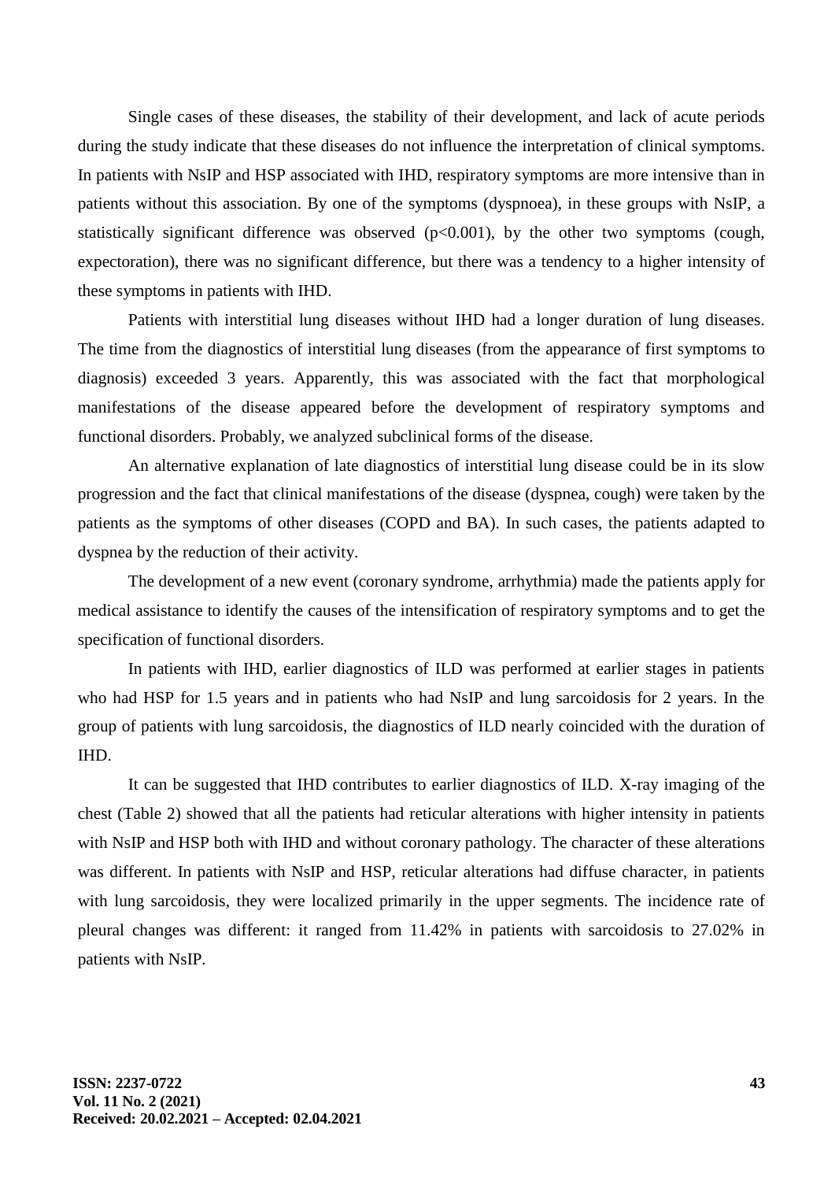Single cases of these diseases, the stability of their development, and lack of acute periods during the study indicate that these diseases do not influence the interpretation of clinical symptoms. In patients with NsIP and HSP associated with IHD, respiratory symptoms are more intensive than in patients without this association. By one of the symptoms (dyspnoea), in these groups with NsIP, a statistically significant difference was observed ($p<0.001$), by the other two symptoms (cough, expectoration), there was no significant difference, but there was a tendency to a higher intensity of these symptoms in patients with IHD.

Patients with interstitial lung diseases without IHD had a longer duration of lung diseases. The time from the diagnostics of interstitial lung diseases (from the appearance of first symptoms to diagnosis) exceeded 3 years. Apparently, this was associated with the fact that morphological manifestations of the disease appeared before the development of respiratory symptoms and functional disorders. Probably, we analyzed subclinical forms of the disease.

An alternative explanation of late diagnostics of interstitial lung disease could be in its slow progression and the fact that clinical manifestations of the disease (dyspnea, cough) were taken by the patients as the symptoms of other diseases (COPD and BA). In such cases, the patients adapted to dyspnea by the reduction of their activity.

The development of a new event (coronary syndrome, arrhythmia) made the patients apply for medical assistance to identify the causes of the intensification of respiratory symptoms and to get the specification of functional disorders.

In patients with IHD, earlier diagnostics of ILD was performed at earlier stages in patients who had HSP for 1.5 years and in patients who had NsIP and lung sarcoidosis for 2 years. In the group of patients with lung sarcoidosis, the diagnostics of ILD nearly coincided with the duration of IHD.

It can be suggested that IHD contributes to earlier diagnostics of ILD. X-ray imaging of the chest (Table 2) showed that all the patients had reticular alterations with higher intensity in patients with NsIP and HSP both with IHD and without coronary pathology. The character of these alterations was different. In patients with NsIP and HSP, reticular alterations had diffuse character, in patients with lung sarcoidosis, they were localized primarily in the upper segments. The incidence rate of pleural changes was different: it ranged from 11.42% in patients with sarcoidosis to 27.02% in patients with NsIP.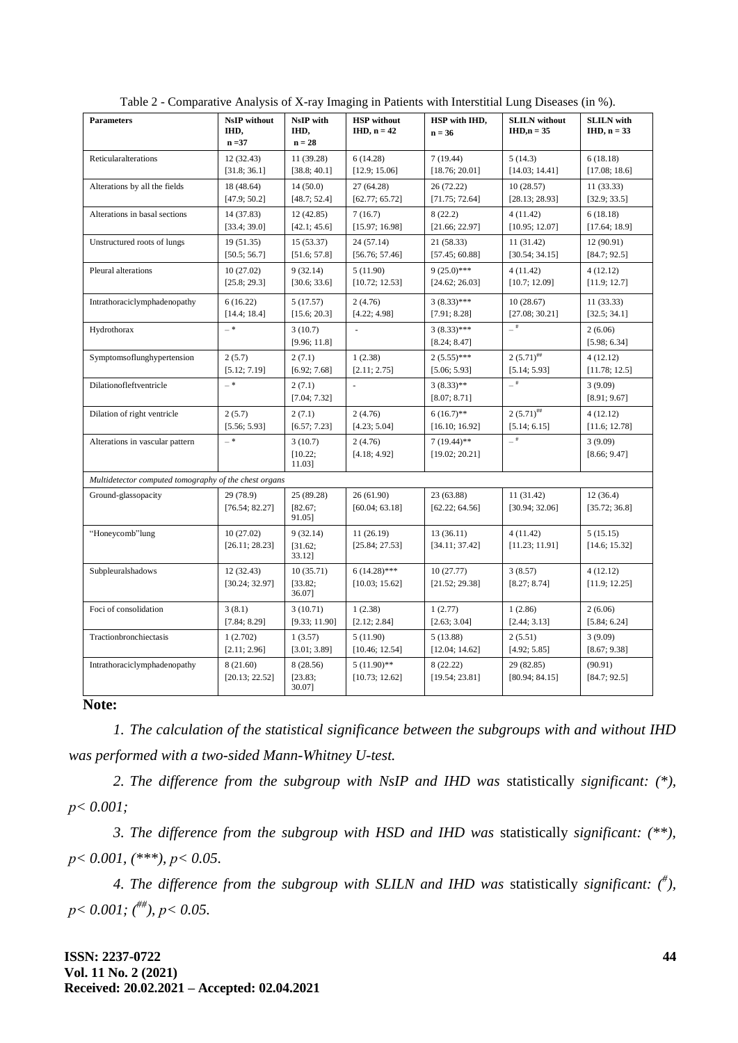Table 2 - Comparative Analysis of X-ray Imaging in Patients with Interstitial Lung Diseases (in %).

| Parameters | NsIP without IHD, n =37 | NsIP with IHD, n = 28 | HSP without IHD, n = 42 | HSP with IHD, n = 36 | SLILN without IHD,n = 35 | SLILN with IHD, n = 33 |
|---|---|---|---|---|---|---|
| Reticularalterations | 12 (32.43) [31.8; 36.1] | 11 (39.28) [38.8; 40.1] | 6 (14.28) [12.9; 15.06] | 7 (19.44) [18.76; 20.01] | 5 (14.3) [14.03; 14.41] | 6 (18.18) [17.08; 18.6] |
| Alterations by all the fields | 18 (48.64) [47.9; 50.2] | 14 (50.0) [48.7; 52.4] | 27 (64.28) [62.77; 65.72] | 26 (72.22) [71.75; 72.64] | 10 (28.57) [28.13; 28.93] | 11 (33.33) [32.9; 33.5] |
| Alterations in basal sections | 14 (37.83) [33.4; 39.0] | 12 (42.85) [42.1; 45.6] | 7 (16.7) [15.97; 16.98] | 8 (22.2) [21.66; 22.97] | 4 (11.42) [10.95; 12.07] | 6 (18.18) [17.64; 18.9] |
| Unstructured roots of lungs | 19 (51.35) [50.5; 56.7] | 15 (53.37) [51.6; 57.8] | 24 (57.14) [56.76; 57.46] | 21 (58.33) [57.45; 60.88] | 11 (31.42) [30.54; 34.15] | 12 (90.91) [84.7; 92.5] |
| Pleural alterations | 10 (27.02) [25.8; 29.3] | 9 (32.14) [30.6; 33.6] | 5 (11.90) [10.72; 12.53] | 9 (25.0)*** [24.62; 26.03] | 4 (11.42) [10.7; 12.09] | 4 (12.12) [11.9; 12.7] |
| Intrathoraciclymphadenopathy | 6 (16.22) [14.4; 18.4] | 5 (17.57) [15.6; 20.3] | 2 (4.76) [4.22; 4.98] | 3 (8.33)*** [7.91; 8.28] | 10 (28.67) [27.08; 30.21] | 11 (33.33) [32.5; 34.1] |
| Hydrothorax | – * | 3 (10.7) [9.96; 11.8] | - | 3 (8.33)*** [8.24; 8.47] | – # | 2 (6.06) [5.98; 6.34] |
| Symptomsoflunghypertension | 2 (5.7) [5.12; 7.19] | 2 (7.1) [6.92; 7.68] | 1 (2.38) [2.11; 2.75] | 2 (5.55)*** [5.06; 5.93] | 2 (5.71)## [5.14; 5.93] | 4 (12.12) [11.78; 12.5] |
| Dilationofleftventricle | – * | 2 (7.1) [7.04; 7.32] | - | 3 (8.33)** [8.07; 8.71] | – # | 3 (9.09) [8.91; 9.67] |
| Dilation of right ventricle | 2 (5.7) [5.56; 5.93] | 2 (7.1) [6.57; 7.23] | 2 (4.76) [4.23; 5.04] | 6 (16.7)** [16.10; 16.92] | 2 (5.71)## [5.14; 6.15] | 4 (12.12) [11.6; 12.78] |
| Alterations in vascular pattern | – * | 3 (10.7) [10.22; 11.03] | 2 (4.76) [4.18; 4.92] | 7 (19.44)** [19.02; 20.21] | – # | 3 (9.09) [8.66; 9.47] |
| *Multidetector computed tomography of the chest organs* | | | | | | |
| Ground-glassopacity | 29 (78.9) [76.54; 82.27] | 25 (89.28) [82.67; 91.05] | 26 (61.90) [60.04; 63.18] | 23 (63.88) [62.22; 64.56] | 11 (31.42) [30.94; 32.06] | 12 (36.4) [35.72; 36.8] |
| "Honeycomb"lung | 10 (27.02) [26.11; 28.23] | 9 (32.14) [31.62; 33.12] | 11 (26.19) [25.84; 27.53] | 13 (36.11) [34.11; 37.42] | 4 (11.42) [11.23; 11.91] | 5 (15.15) [14.6; 15.32] |
| Subpleuralshadows | 12 (32.43) [30.24; 32.97] | 10 (35.71) [33.82; 36.07] | 6 (14.28)*** [10.03; 15.62] | 10 (27.77) [21.52; 29.38] | 3 (8.57) [8.27; 8.74] | 4 (12.12) [11.9; 12.25] |
| Foci of consolidation | 3 (8.1) [7.84; 8.29] | 3 (10.71) [9.33; 11.90] | 1 (2.38) [2.12; 2.84] | 1 (2.77) [2.63; 3.04] | 1 (2.86) [2.44; 3.13] | 2 (6.06) [5.84; 6.24] |
| Tractionbronchiectasis | 1 (2.702) [2.11; 2.96] | 1 (3.57) [3.01; 3.89] | 5 (11.90) [10.46; 12.54] | 5 (13.88) [12.04; 14.62] | 2 (5.51) [4.92; 5.85] | 3 (9.09) [8.67; 9.38] |
| Intrathoraciclymphadenopathy | 8 (21.60) [20.13; 22.52] | 8 (28.56) [23.83; 30.07] | 5 (11.90)** [10.73; 12.62] | 8 (22.22) [19.54; 23.81] | 29 (82.85) [80.94; 84.15] | (90.91) [84.7; 92.5] |

**Note:**

*1. The calculation of the statistical significance between the subgroups with and without IHD was performed with a two-sided Mann-Whitney U-test.*

*2. The difference from the subgroup with NsIP and IHD was* statistically *significant: (\*), $p < 0.001$;*

*3. The difference from the subgroup with HSD and IHD was* statistically *significant: (\*\*), $p < 0.001$, (\*\*\*), $p < 0.05$.*

*4. The difference from the subgroup with SLILN and IHD was* statistically *significant: (#), $p < 0.001$; (##), $p < 0.05$.*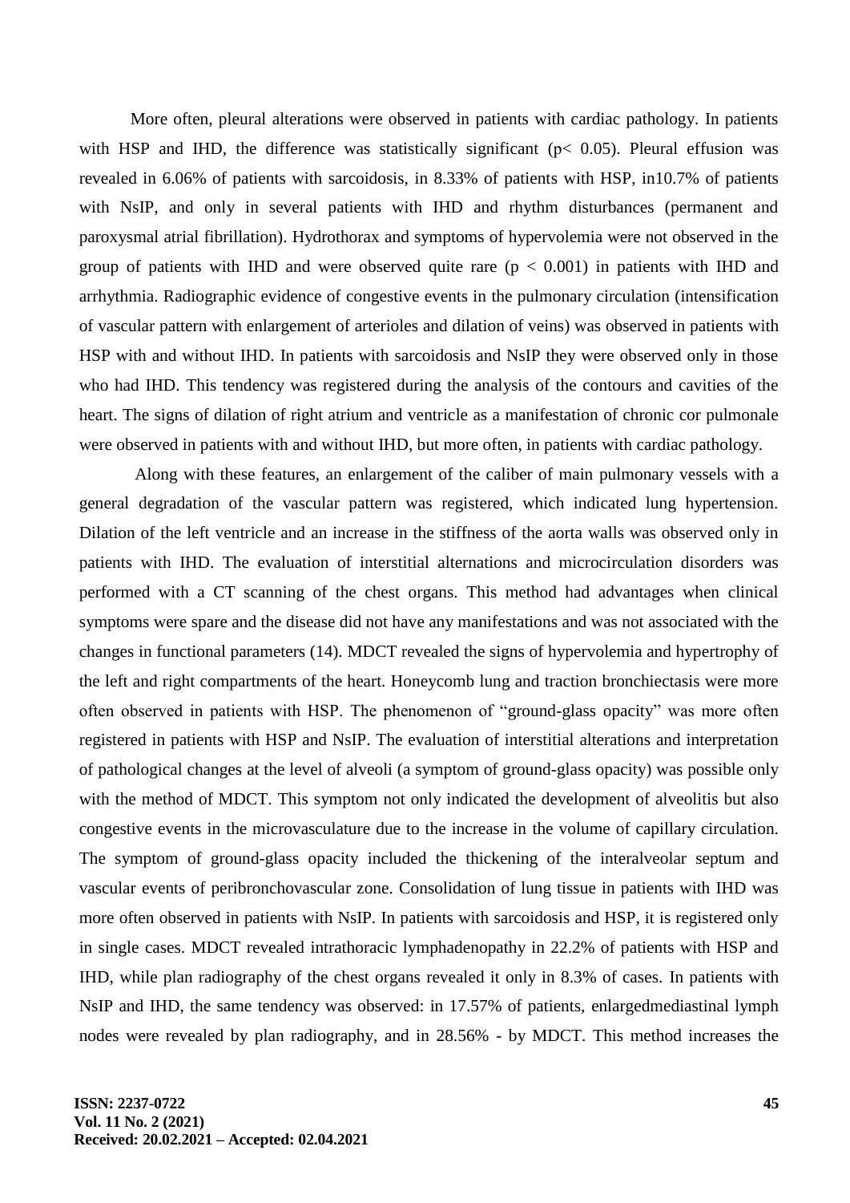More often, pleural alterations were observed in patients with cardiac pathology. In patients with HSP and IHD, the difference was statistically significant ($p < 0.05$). Pleural effusion was revealed in 6.06% of patients with sarcoidosis, in 8.33% of patients with HSP, in10.7% of patients with NsIP, and only in several patients with IHD and rhythm disturbances (permanent and paroxysmal atrial fibrillation). Hydrothorax and symptoms of hypervolemia were not observed in the group of patients with IHD and were observed quite rare ($p < 0.001$) in patients with IHD and arrhythmia. Radiographic evidence of congestive events in the pulmonary circulation (intensification of vascular pattern with enlargement of arterioles and dilation of veins) was observed in patients with HSP with and without IHD. In patients with sarcoidosis and NsIP they were observed only in those who had IHD. This tendency was registered during the analysis of the contours and cavities of the heart. The signs of dilation of right atrium and ventricle as a manifestation of chronic cor pulmonale were observed in patients with and without IHD, but more often, in patients with cardiac pathology.

Along with these features, an enlargement of the caliber of main pulmonary vessels with a general degradation of the vascular pattern was registered, which indicated lung hypertension. Dilation of the left ventricle and an increase in the stiffness of the aorta walls was observed only in patients with IHD. The evaluation of interstitial alternations and microcirculation disorders was performed with a CT scanning of the chest organs. This method had advantages when clinical symptoms were spare and the disease did not have any manifestations and was not associated with the changes in functional parameters (14). MDCT revealed the signs of hypervolemia and hypertrophy of the left and right compartments of the heart. Honeycomb lung and traction bronchiectasis were more often observed in patients with HSP. The phenomenon of "ground-glass opacity" was more often registered in patients with HSP and NsIP. The evaluation of interstitial alterations and interpretation of pathological changes at the level of alveoli (a symptom of ground-glass opacity) was possible only with the method of MDCT. This symptom not only indicated the development of alveolitis but also congestive events in the microvasculature due to the increase in the volume of capillary circulation. The symptom of ground-glass opacity included the thickening of the interalveolar septum and vascular events of peribronchovascular zone. Consolidation of lung tissue in patients with IHD was more often observed in patients with NsIP. In patients with sarcoidosis and HSP, it is registered only in single cases. MDCT revealed intrathoracic lymphadenopathy in 22.2% of patients with HSP and IHD, while plan radiography of the chest organs revealed it only in 8.3% of cases. In patients with NsIP and IHD, the same tendency was observed: in 17.57% of patients, enlargedmediastinal lymph nodes were revealed by plan radiography, and in 28.56% - by MDCT. This method increases the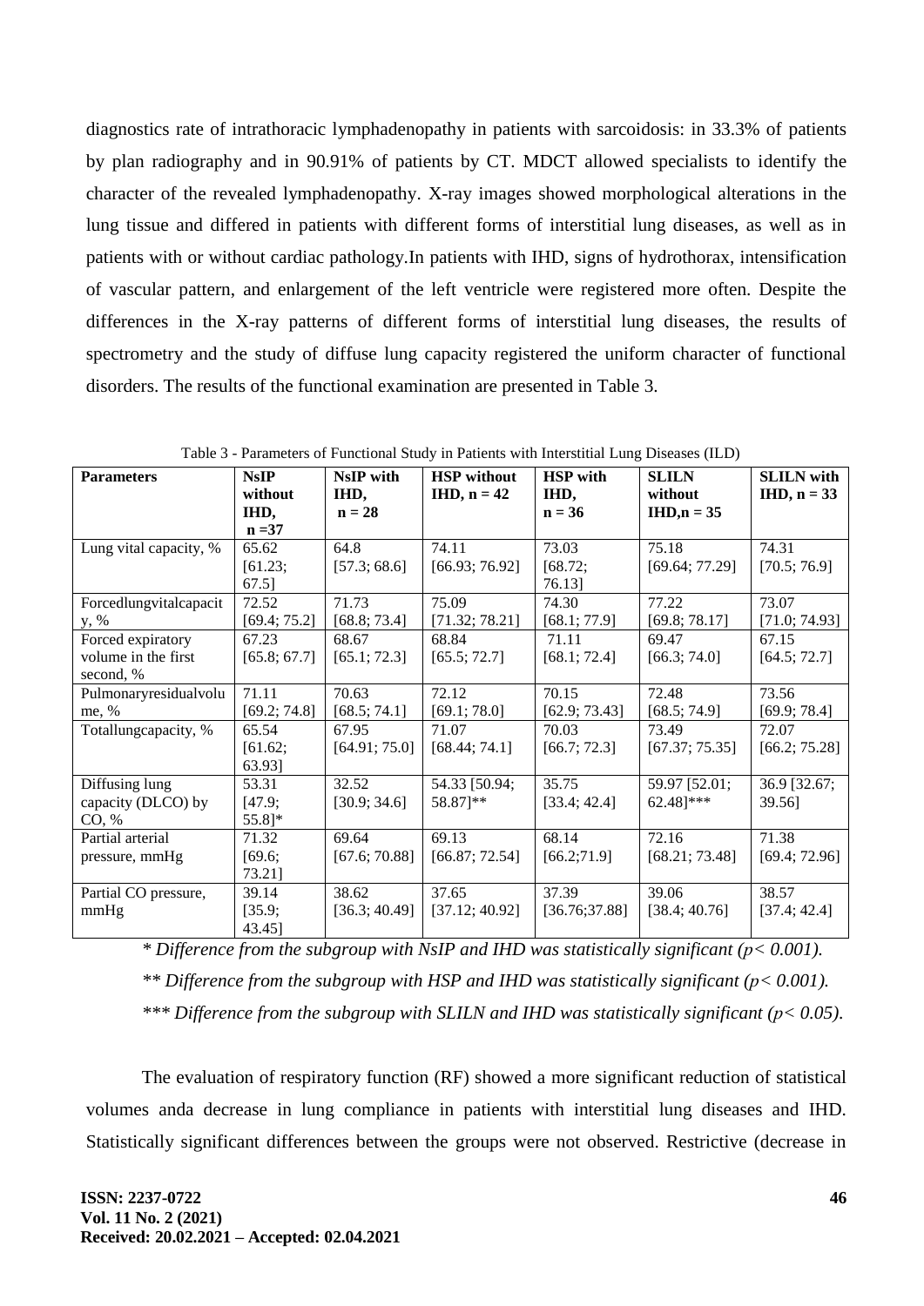diagnostics rate of intrathoracic lymphadenopathy in patients with sarcoidosis: in 33.3% of patients by plan radiography and in 90.91% of patients by CT. MDCT allowed specialists to identify the character of the revealed lymphadenopathy. X-ray images showed morphological alterations in the lung tissue and differed in patients with different forms of interstitial lung diseases, as well as in patients with or without cardiac pathology.In patients with IHD, signs of hydrothorax, intensification of vascular pattern, and enlargement of the left ventricle were registered more often. Despite the differences in the X-ray patterns of different forms of interstitial lung diseases, the results of spectrometry and the study of diffuse lung capacity registered the uniform character of functional disorders. The results of the functional examination are presented in Table 3.

Table 3 - Parameters of Functional Study in Patients with Interstitial Lung Diseases (ILD)

| **Parameters** | **NsIP without IHD, n =37** | **NsIP with IHD, n = 28** | **HSP without IHD, n = 42** | **HSP with IHD, n = 36** | **SLILN without IHD,n = 35** | **SLILN with IHD, n = 33** |
|---|---|---|---|---|---|---|
| Lung vital capacity, % | 65.62 [61.23; 67.5] | 64.8 [57.3; 68.6] | 74.11 [66.93; 76.92] | 73.03 [68.72; 76.13] | 75.18 [69.64; 77.29] | 74.31 [70.5; 76.9] |
| Forcedlungvitalcapacity, % | 72.52 [69.4; 75.2] | 71.73 [68.8; 73.4] | 75.09 [71.32; 78.21] | 74.30 [68.1; 77.9] | 77.22 [69.8; 78.17] | 73.07 [71.0; 74.93] |
| Forced expiratory volume in the first second, % | 67.23 [65.8; 67.7] | 68.67 [65.1; 72.3] | 68.84 [65.5; 72.7] | 71.11 [68.1; 72.4] | 69.47 [66.3; 74.0] | 67.15 [64.5; 72.7] |
| Pulmonaryresidualvolume, % | 71.11 [69.2; 74.8] | 70.63 [68.5; 74.1] | 72.12 [69.1; 78.0] | 70.15 [62.9; 73.43] | 72.48 [68.5; 74.9] | 73.56 [69.9; 78.4] |
| Totallungcapacity, % | 65.54 [61.62; 63.93] | 67.95 [64.91; 75.0] | 71.07 [68.44; 74.1] | 70.03 [66.7; 72.3] | 73.49 [67.37; 75.35] | 72.07 [66.2; 75.28] |
| Diffusing lung capacity (DLCO) by CO, % | 53.31 [47.9; 55.8]* | 32.52 [30.9; 34.6] | 54.33 [50.94; 58.87]** | 35.75 [33.4; 42.4] | 59.97 [52.01; 62.48]*** | 36.9 [32.67; 39.56] |
| Partial arterial pressure, mmHg | 71.32 [69.6; 73.21] | 69.64 [67.6; 70.88] | 69.13 [66.87; 72.54] | 68.14 [66.2;71.9] | 72.16 [68.21; 73.48] | 71.38 [69.4; 72.96] |
| Partial CO pressure, mmHg | 39.14 [35.9; 43.45] | 38.62 [36.3; 40.49] | 37.65 [37.12; 40.92] | 37.39 [36.76;37.88] | 39.06 [38.4; 40.76] | 38.57 [37.4; 42.4] |

*\* Difference from the subgroup with NsIP and IHD was statistically significant ($p < 0.001$).*

*\*\* Difference from the subgroup with HSP and IHD was statistically significant ($p < 0.001$).*

*\*\*\* Difference from the subgroup with SLILN and IHD was statistically significant ($p < 0.05$).*

The evaluation of respiratory function (RF) showed a more significant reduction of statistical volumes anda decrease in lung compliance in patients with interstitial lung diseases and IHD. Statistically significant differences between the groups were not observed. Restrictive (decrease in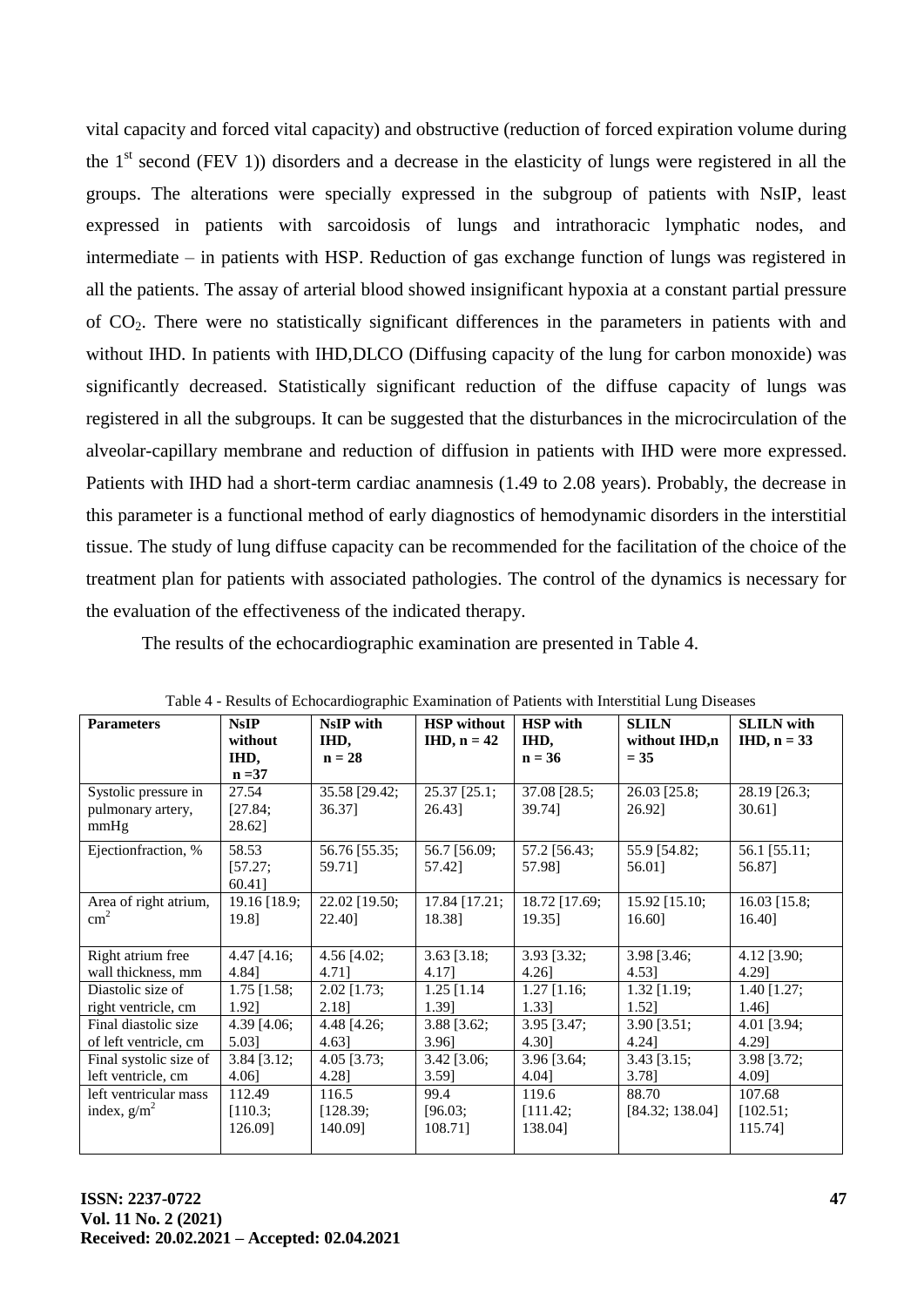vital capacity and forced vital capacity) and obstructive (reduction of forced expiration volume during the 1st second (FEV 1)) disorders and a decrease in the elasticity of lungs were registered in all the groups. The alterations were specially expressed in the subgroup of patients with NsIP, least expressed in patients with sarcoidosis of lungs and intrathoracic lymphatic nodes, and intermediate – in patients with HSP. Reduction of gas exchange function of lungs was registered in all the patients. The assay of arterial blood showed insignificant hypoxia at a constant partial pressure of $CO_2$. There were no statistically significant differences in the parameters in patients with and without IHD. In patients with IHD,DLCO (Diffusing capacity of the lung for carbon monoxide) was significantly decreased. Statistically significant reduction of the diffuse capacity of lungs was registered in all the subgroups. It can be suggested that the disturbances in the microcirculation of the alveolar-capillary membrane and reduction of diffusion in patients with IHD were more expressed. Patients with IHD had a short-term cardiac anamnesis (1.49 to 2.08 years). Probably, the decrease in this parameter is a functional method of early diagnostics of hemodynamic disorders in the interstitial tissue. The study of lung diffuse capacity can be recommended for the facilitation of the choice of the treatment plan for patients with associated pathologies. The control of the dynamics is necessary for the evaluation of the effectiveness of the indicated therapy.

The results of the echocardiographic examination are presented in Table 4.

Table 4 - Results of Echocardiographic Examination of Patients with Interstitial Lung Diseases

| Parameters | NsIP without IHD, n =37 | NsIP with IHD, n = 28 | HSP without IHD, n = 42 | HSP with IHD, n = 36 | SLILN without IHD,n = 35 | SLILN with IHD, n = 33 |
|---|---|---|---|---|---|---|
| Systolic pressure in pulmonary artery, mmHg | 27.54 [27.84; 28.62] | 35.58 [29.42; 36.37] | 25.37 [25.1; 26.43] | 37.08 [28.5; 39.74] | 26.03 [25.8; 26.92] | 28.19 [26.3; 30.61] |
| Ejectionfraction, % | 58.53 [57.27; 60.41] | 56.76 [55.35; 59.71] | 56.7 [56.09; 57.42] | 57.2 [56.43; 57.98] | 55.9 [54.82; 56.01] | 56.1 [55.11; 56.87] |
| Area of right atrium, $cm^2$ | 19.16 [18.9; 19.8] | 22.02 [19.50; 22.40] | 17.84 [17.21; 18.38] | 18.72 [17.69; 19.35] | 15.92 [15.10; 16.60] | 16.03 [15.8; 16.40] |
| Right atrium free wall thickness, mm | 4.47 [4.16; 4.84] | 4.56 [4.02; 4.71] | 3.63 [3.18; 4.17] | 3.93 [3.32; 4.26] | 3.98 [3.46; 4.53] | 4.12 [3.90; 4.29] |
| Diastolic size of right ventricle, cm | 1.75 [1.58; 1.92] | 2.02 [1.73; 2.18] | 1.25 [1.14 1.39] | 1.27 [1.16; 1.33] | 1.32 [1.19; 1.52] | 1.40 [1.27; 1.46] |
| Final diastolic size of left ventricle, cm | 4.39 [4.06; 5.03] | 4.48 [4.26; 4.63] | 3.88 [3.62; 3.96] | 3.95 [3.47; 4.30] | 3.90 [3.51; 4.24] | 4.01 [3.94; 4.29] |
| Final systolic size of left ventricle, cm | 3.84 [3.12; 4.06] | 4.05 [3.73; 4.28] | 3.42 [3.06; 3.59] | 3.96 [3.64; 4.04] | 3.43 [3.15; 3.78] | 3.98 [3.72; 4.09] |
| left ventricular mass index, $g/m^2$ | 112.49 [110.3; 126.09] | 116.5 [128.39; 140.09] | 99.4 [96.03; 108.71] | 119.6 [111.42; 138.04] | 88.70 [84.32; 138.04] | 107.68 [102.51; 115.74] |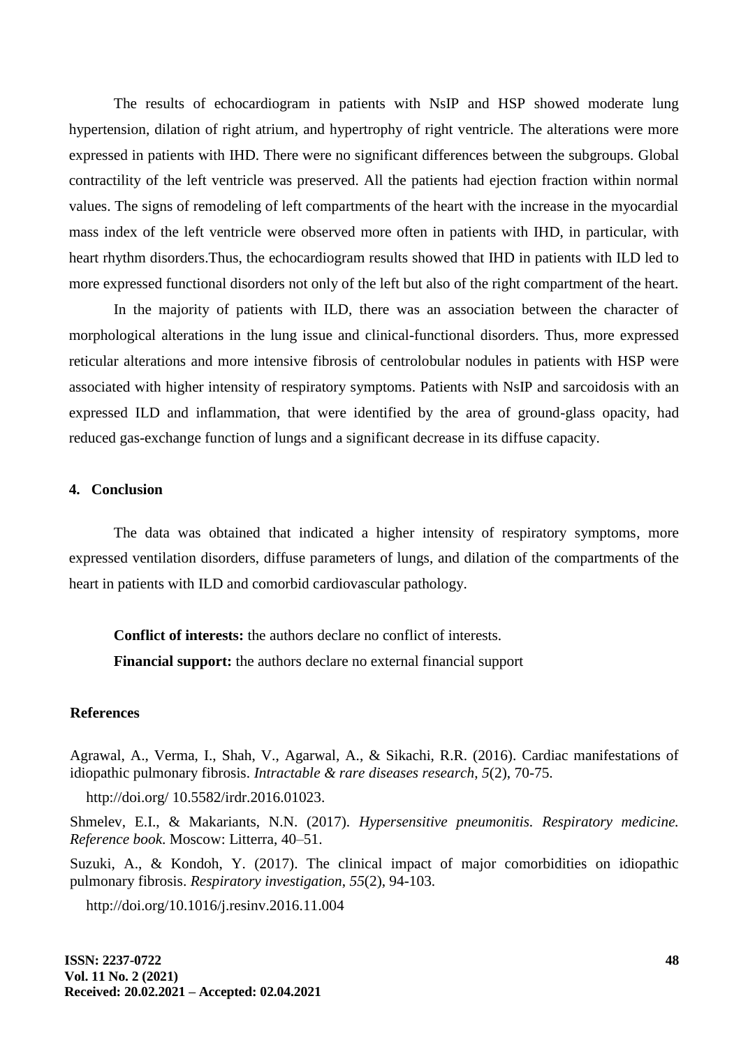The results of echocardiogram in patients with NsIP and HSP showed moderate lung hypertension, dilation of right atrium, and hypertrophy of right ventricle. The alterations were more expressed in patients with IHD. There were no significant differences between the subgroups. Global contractility of the left ventricle was preserved. All the patients had ejection fraction within normal values. The signs of remodeling of left compartments of the heart with the increase in the myocardial mass index of the left ventricle were observed more often in patients with IHD, in particular, with heart rhythm disorders.Thus, the echocardiogram results showed that IHD in patients with ILD led to more expressed functional disorders not only of the left but also of the right compartment of the heart.

In the majority of patients with ILD, there was an association between the character of morphological alterations in the lung issue and clinical-functional disorders. Thus, more expressed reticular alterations and more intensive fibrosis of centrolobular nodules in patients with HSP were associated with higher intensity of respiratory symptoms. Patients with NsIP and sarcoidosis with an expressed ILD and inflammation, that were identified by the area of ground-glass opacity, had reduced gas-exchange function of lungs and a significant decrease in its diffuse capacity.

## 4. Conclusion

The data was obtained that indicated a higher intensity of respiratory symptoms, more expressed ventilation disorders, diffuse parameters of lungs, and dilation of the compartments of the heart in patients with ILD and comorbid cardiovascular pathology.

**Conflict of interests:** the authors declare no conflict of interests.

**Financial support:** the authors declare no external financial support

## References

Agrawal, A., Verma, I., Shah, V., Agarwal, A., & Sikachi, R.R. (2016). Cardiac manifestations of idiopathic pulmonary fibrosis. *Intractable & rare diseases research*, *5*(2), 70-75. http://doi.org/ 10.5582/irdr.2016.01023.

Shmelev, E.I., & Makariants, N.N. (2017). *Hypersensitive pneumonitis. Respiratory medicine. Reference book*. Moscow: Litterra, 40–51.

Suzuki, A., & Kondoh, Y. (2017). The clinical impact of major comorbidities on idiopathic pulmonary fibrosis. *Respiratory investigation*, *55*(2), 94-103. http://doi.org/10.1016/j.resinv.2016.11.004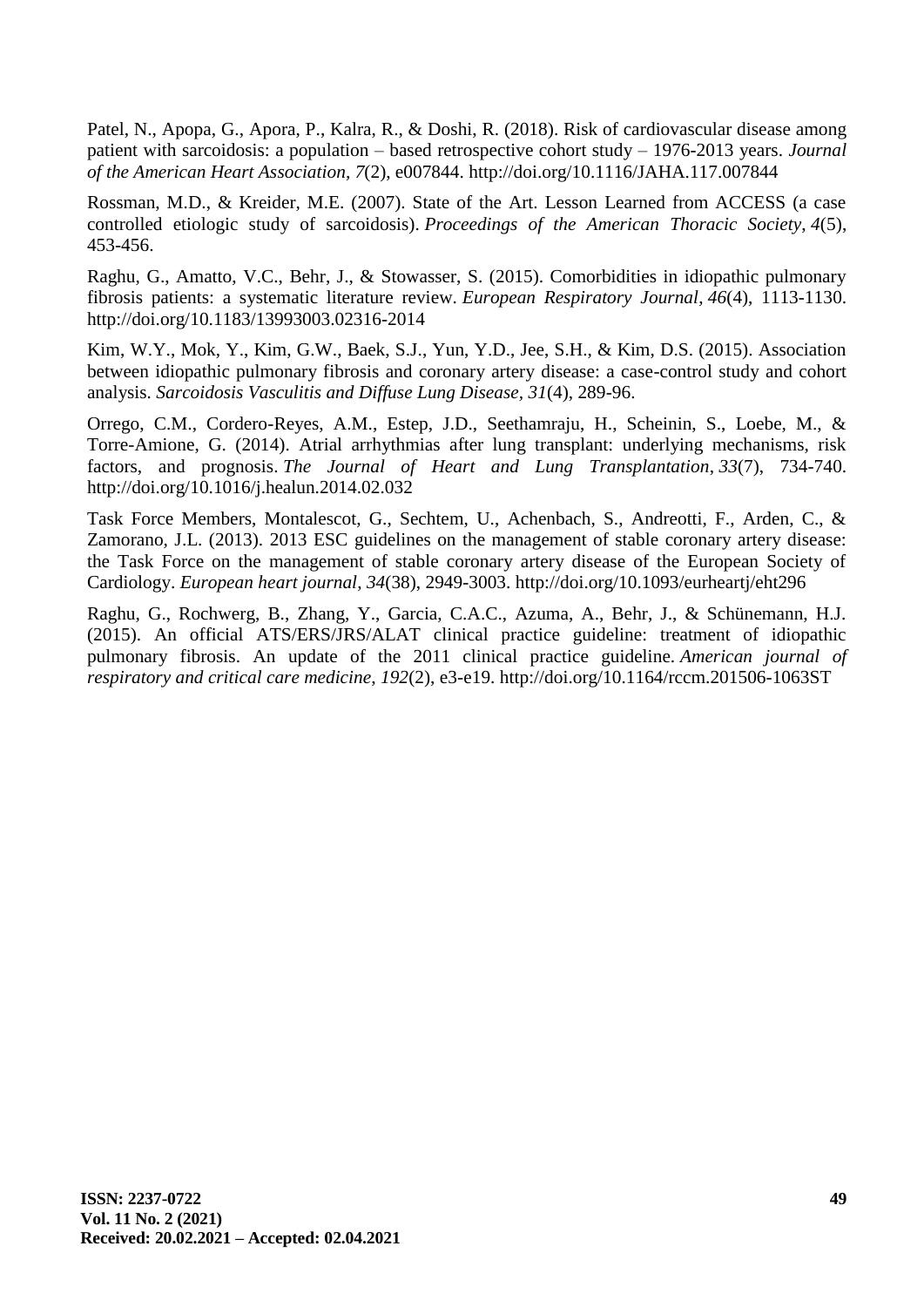Patel, N., Apopa, G., Apora, P., Kalra, R., & Doshi, R. (2018). Risk of cardiovascular disease among patient with sarcoidosis: a population – based retrospective cohort study – 1976-2013 years. *Journal of the American Heart Association*, *7*(2), e007844. http://doi.org/10.1116/JAHA.117.007844

Rossman, M.D., & Kreider, M.E. (2007). State of the Art. Lesson Learned from ACCESS (a case controlled etiologic study of sarcoidosis). *Proceedings of the American Thoracic Society*, *4*(5), 453-456.

Raghu, G., Amatto, V.C., Behr, J., & Stowasser, S. (2015). Comorbidities in idiopathic pulmonary fibrosis patients: a systematic literature review. *European Respiratory Journal*, *46*(4), 1113-1130. http://doi.org/10.1183/13993003.02316-2014

Kim, W.Y., Mok, Y., Kim, G.W., Baek, S.J., Yun, Y.D., Jee, S.H., & Kim, D.S. (2015). Association between idiopathic pulmonary fibrosis and coronary artery disease: a case-control study and cohort analysis. *Sarcoidosis Vasculitis and Diffuse Lung Disease*, *31*(4), 289-96.

Orrego, C.M., Cordero-Reyes, A.M., Estep, J.D., Seethamraju, H., Scheinin, S., Loebe, M., & Torre-Amione, G. (2014). Atrial arrhythmias after lung transplant: underlying mechanisms, risk factors, and prognosis. *The Journal of Heart and Lung Transplantation*, *33*(7), 734-740. http://doi.org/10.1016/j.healun.2014.02.032

Task Force Members, Montalescot, G., Sechtem, U., Achenbach, S., Andreotti, F., Arden, C., & Zamorano, J.L. (2013). 2013 ESC guidelines on the management of stable coronary artery disease: the Task Force on the management of stable coronary artery disease of the European Society of Cardiology. *European heart journal*, *34*(38), 2949-3003. http://doi.org/10.1093/eurheartj/eht296

Raghu, G., Rochwerg, B., Zhang, Y., Garcia, C.A.C., Azuma, A., Behr, J., & Schünemann, H.J. (2015). An official ATS/ERS/JRS/ALAT clinical practice guideline: treatment of idiopathic pulmonary fibrosis. An update of the 2011 clinical practice guideline. *American journal of respiratory and critical care medicine*, *192*(2), e3-e19. http://doi.org/10.1164/rccm.201506-1063ST